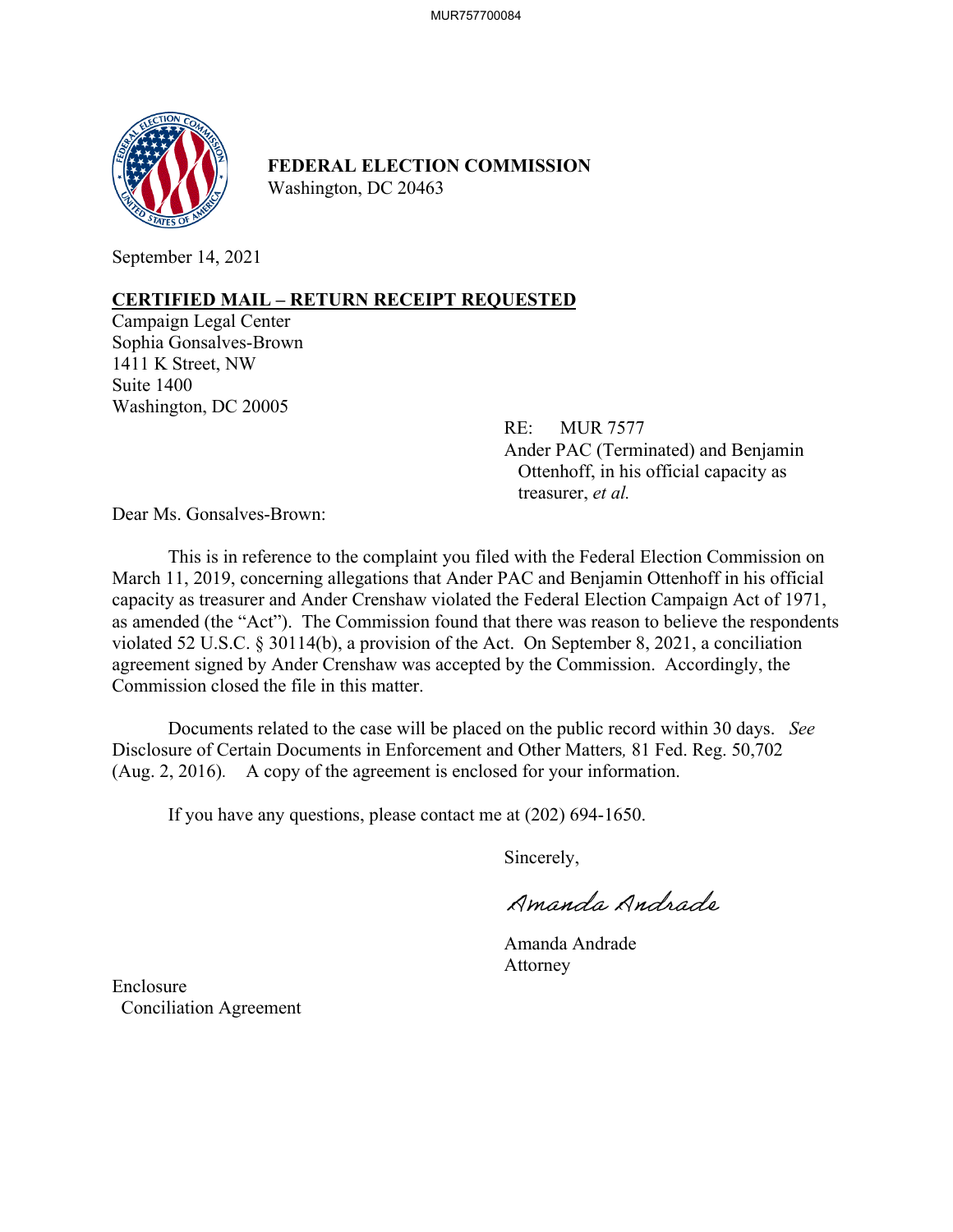**FEDERAL ELECTION COMMISSION**
Washington, DC 20463

September 14, 2021

**CERTIFIED MAIL – RETURN RECEIPT REQUESTED**
Campaign Legal Center
Sophia Gonsalves-Brown
1411 K Street, NW
Suite 1400
Washington, DC 20005

RE: MUR 7577
Ander PAC (Terminated) and Benjamin Ottenhoff, in his official capacity as treasurer, *et al.*

Dear Ms. Gonsalves-Brown:

This is in reference to the complaint you filed with the Federal Election Commission on March 11, 2019, concerning allegations that Ander PAC and Benjamin Ottenhoff in his official capacity as treasurer and Ander Crenshaw violated the Federal Election Campaign Act of 1971, as amended (the "Act"). The Commission found that there was reason to believe the respondents violated 52 U.S.C. § 30114(b), a provision of the Act. On September 8, 2021, a conciliation agreement signed by Ander Crenshaw was accepted by the Commission. Accordingly, the Commission closed the file in this matter.

Documents related to the case will be placed on the public record within 30 days. *See* Disclosure of Certain Documents in Enforcement and Other Matters, 81 Fed. Reg. 50,702 (Aug. 2, 2016). A copy of the agreement is enclosed for your information.

If you have any questions, please contact me at (202) 694-1650.

Sincerely,

*Amanda Andrade*

Amanda Andrade
Attorney

Enclosure
Conciliation Agreement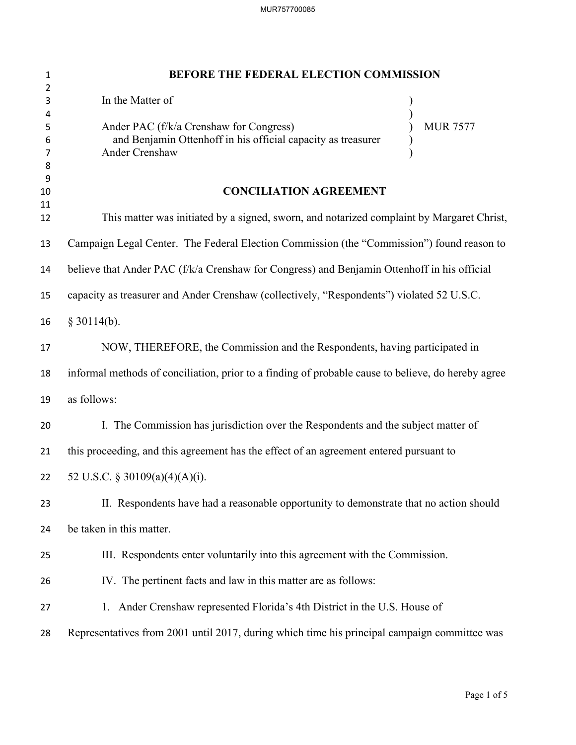# BEFORE THE FEDERAL ELECTION COMMISSION

In the Matter of

Ander PAC (f/k/a Crenshaw for Congress) and Benjamin Ottenhoff in his official capacity as treasurer
Ander Crenshaw

) MUR 7577

## CONCILIATION AGREEMENT

This matter was initiated by a signed, sworn, and notarized complaint by Margaret Christ, Campaign Legal Center. The Federal Election Commission (the "Commission") found reason to believe that Ander PAC (f/k/a Crenshaw for Congress) and Benjamin Ottenhoff in his official capacity as treasurer and Ander Crenshaw (collectively, "Respondents") violated 52 U.S.C. § 30114(b).

NOW, THEREFORE, the Commission and the Respondents, having participated in informal methods of conciliation, prior to a finding of probable cause to believe, do hereby agree as follows:

I. The Commission has jurisdiction over the Respondents and the subject matter of this proceeding, and this agreement has the effect of an agreement entered pursuant to 52 U.S.C. § 30109(a)(4)(A)(i).

II. Respondents have had a reasonable opportunity to demonstrate that no action should be taken in this matter.

III. Respondents enter voluntarily into this agreement with the Commission.

IV. The pertinent facts and law in this matter are as follows:

1. Ander Crenshaw represented Florida's 4th District in the U.S. House of Representatives from 2001 until 2017, during which time his principal campaign committee was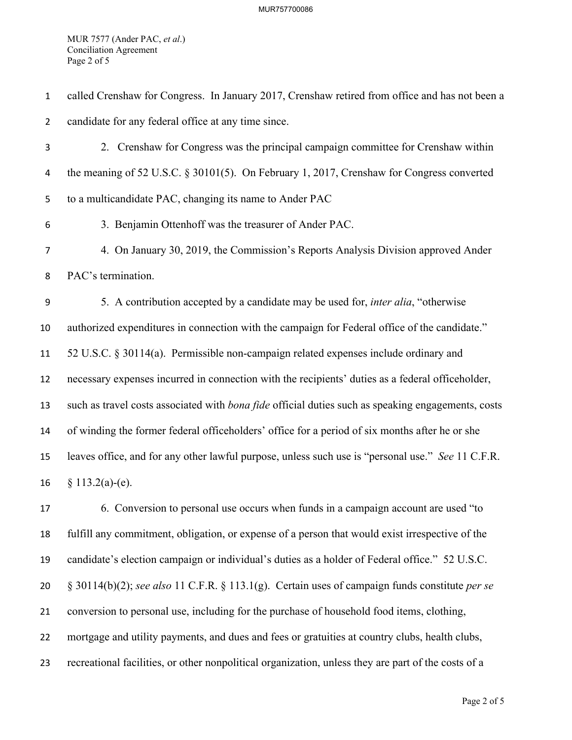called Crenshaw for Congress. In January 2017, Crenshaw retired from office and has not been a candidate for any federal office at any time since.

2. Crenshaw for Congress was the principal campaign committee for Crenshaw within the meaning of 52 U.S.C. § 30101(5). On February 1, 2017, Crenshaw for Congress converted to a multicandidate PAC, changing its name to Ander PAC

3. Benjamin Ottenhoff was the treasurer of Ander PAC.

4. On January 30, 2019, the Commission's Reports Analysis Division approved Ander PAC's termination.

5. A contribution accepted by a candidate may be used for, *inter alia*, "otherwise authorized expenditures in connection with the campaign for Federal office of the candidate." 52 U.S.C. § 30114(a). Permissible non-campaign related expenses include ordinary and necessary expenses incurred in connection with the recipients' duties as a federal officeholder, such as travel costs associated with *bona fide* official duties such as speaking engagements, costs of winding the former federal officeholders' office for a period of six months after he or she leaves office, and for any other lawful purpose, unless such use is "personal use." *See* 11 C.F.R. § 113.2(a)-(e).

6. Conversion to personal use occurs when funds in a campaign account are used "to fulfill any commitment, obligation, or expense of a person that would exist irrespective of the candidate's election campaign or individual's duties as a holder of Federal office." 52 U.S.C. § 30114(b)(2); *see also* 11 C.F.R. § 113.1(g). Certain uses of campaign funds constitute *per se* conversion to personal use, including for the purchase of household food items, clothing, mortgage and utility payments, and dues and fees or gratuities at country clubs, health clubs, recreational facilities, or other nonpolitical organization, unless they are part of the costs of a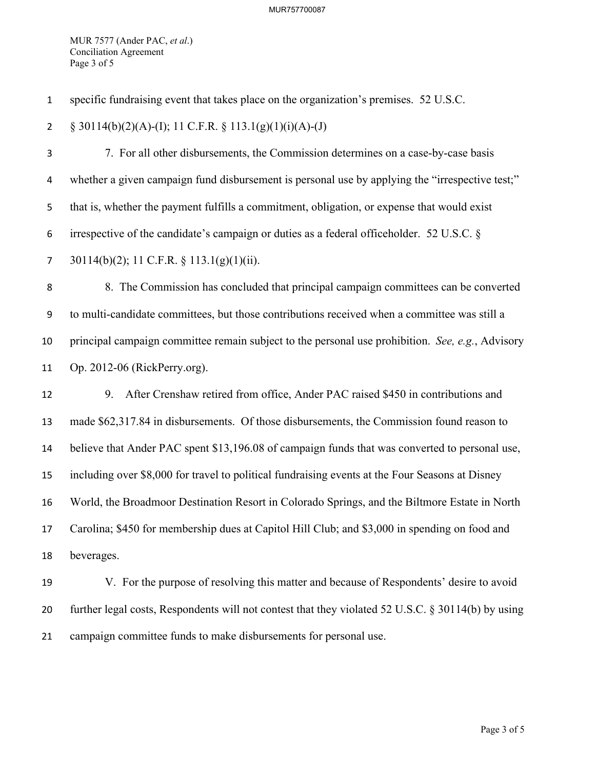specific fundraising event that takes place on the organization's premises. 52 U.S.C. § 30114(b)(2)(A)-(I); 11 C.F.R. § 113.1(g)(1)(i)(A)-(J)

7. For all other disbursements, the Commission determines on a case-by-case basis whether a given campaign fund disbursement is personal use by applying the "irrespective test;" that is, whether the payment fulfills a commitment, obligation, or expense that would exist irrespective of the candidate's campaign or duties as a federal officeholder. 52 U.S.C. § 30114(b)(2); 11 C.F.R. § 113.1(g)(1)(ii).

8. The Commission has concluded that principal campaign committees can be converted to multi-candidate committees, but those contributions received when a committee was still a principal campaign committee remain subject to the personal use prohibition. *See, e.g.*, Advisory Op. 2012-06 (RickPerry.org).

9. After Crenshaw retired from office, Ander PAC raised $450 in contributions and made $62,317.84 in disbursements. Of those disbursements, the Commission found reason to believe that Ander PAC spent $13,196.08 of campaign funds that was converted to personal use, including over $8,000 for travel to political fundraising events at the Four Seasons at Disney World, the Broadmoor Destination Resort in Colorado Springs, and the Biltmore Estate in North Carolina; $450 for membership dues at Capitol Hill Club; and $3,000 in spending on food and beverages.

V. For the purpose of resolving this matter and because of Respondents' desire to avoid further legal costs, Respondents will not contest that they violated 52 U.S.C. § 30114(b) by using campaign committee funds to make disbursements for personal use.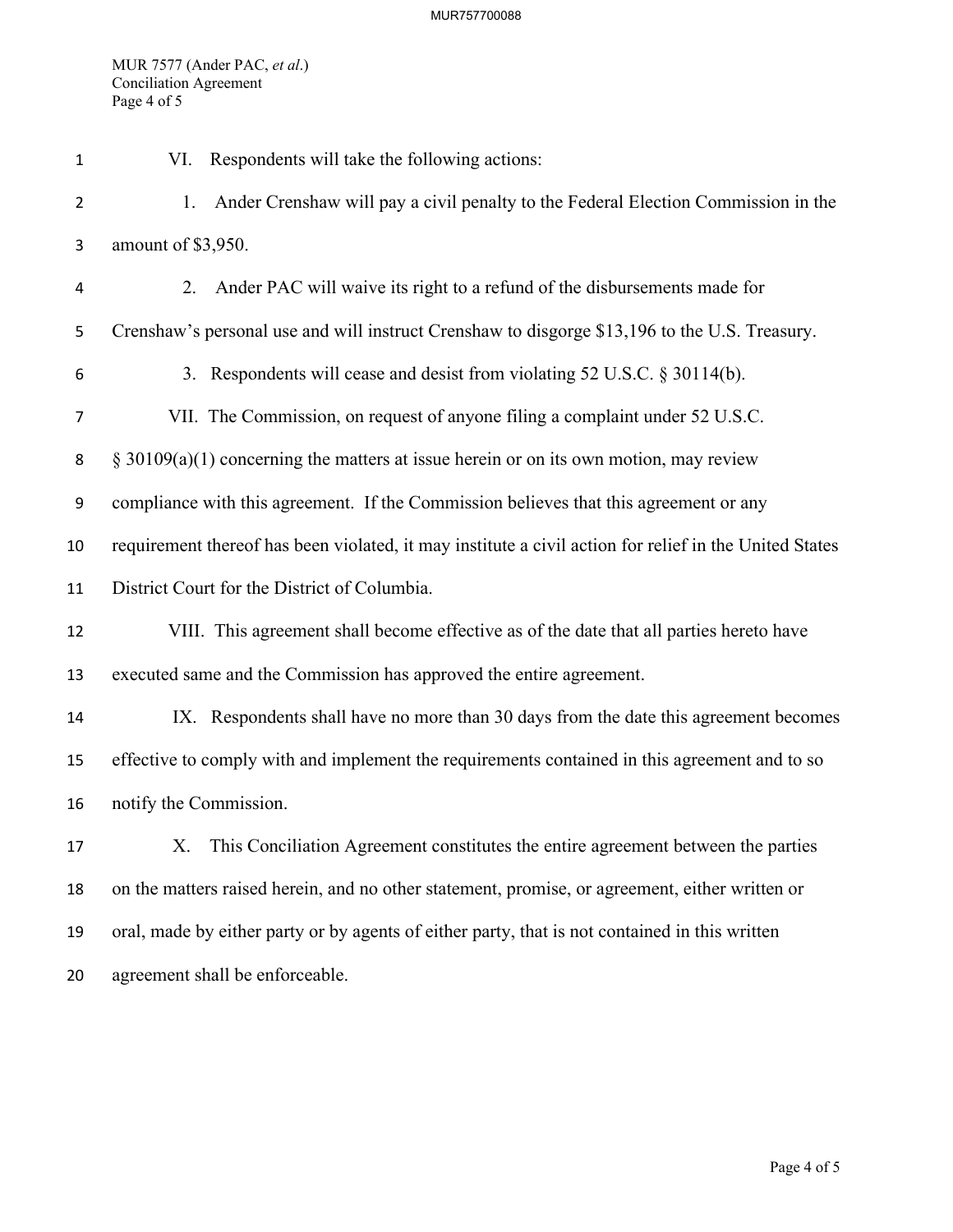VI. Respondents will take the following actions:

1. Ander Crenshaw will pay a civil penalty to the Federal Election Commission in the amount of $3,950.

2. Ander PAC will waive its right to a refund of the disbursements made for Crenshaw's personal use and will instruct Crenshaw to disgorge $13,196 to the U.S. Treasury.

3. Respondents will cease and desist from violating 52 U.S.C. § 30114(b).

VII. The Commission, on request of anyone filing a complaint under 52 U.S.C. § 30109(a)(1) concerning the matters at issue herein or on its own motion, may review compliance with this agreement. If the Commission believes that this agreement or any requirement thereof has been violated, it may institute a civil action for relief in the United States District Court for the District of Columbia.

VIII. This agreement shall become effective as of the date that all parties hereto have executed same and the Commission has approved the entire agreement.

IX. Respondents shall have no more than 30 days from the date this agreement becomes effective to comply with and implement the requirements contained in this agreement and to so notify the Commission.

X. This Conciliation Agreement constitutes the entire agreement between the parties on the matters raised herein, and no other statement, promise, or agreement, either written or oral, made by either party or by agents of either party, that is not contained in this written agreement shall be enforceable.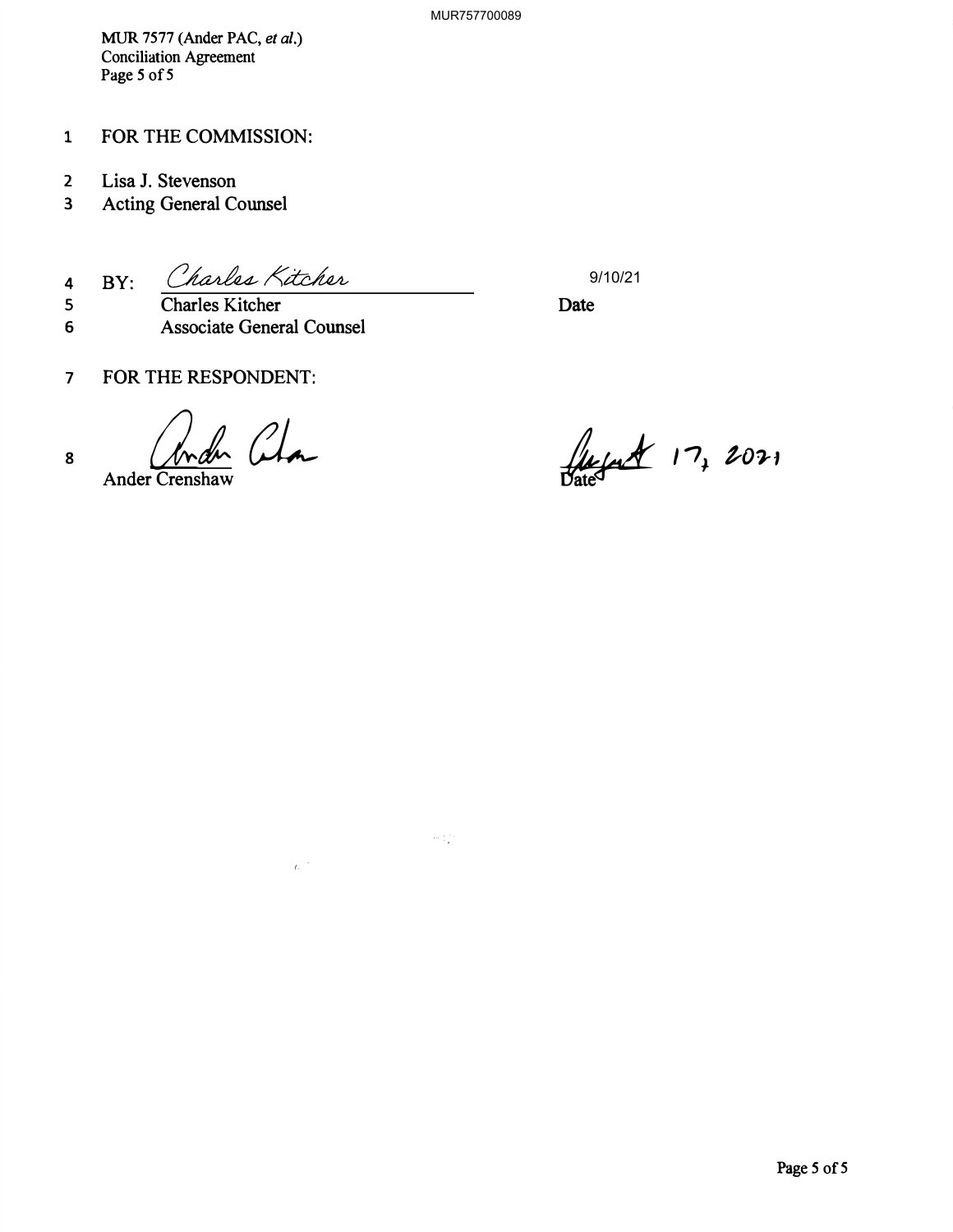FOR THE COMMISSION:

Lisa J. Stevenson
Acting General Counsel

BY: *Charles Kitcher* 9/10/21

Charles Kitcher
Associate General Counsel Date

FOR THE RESPONDENT:

*Ander Crenshaw* *August 17, 2021*

Ander Crenshaw Date